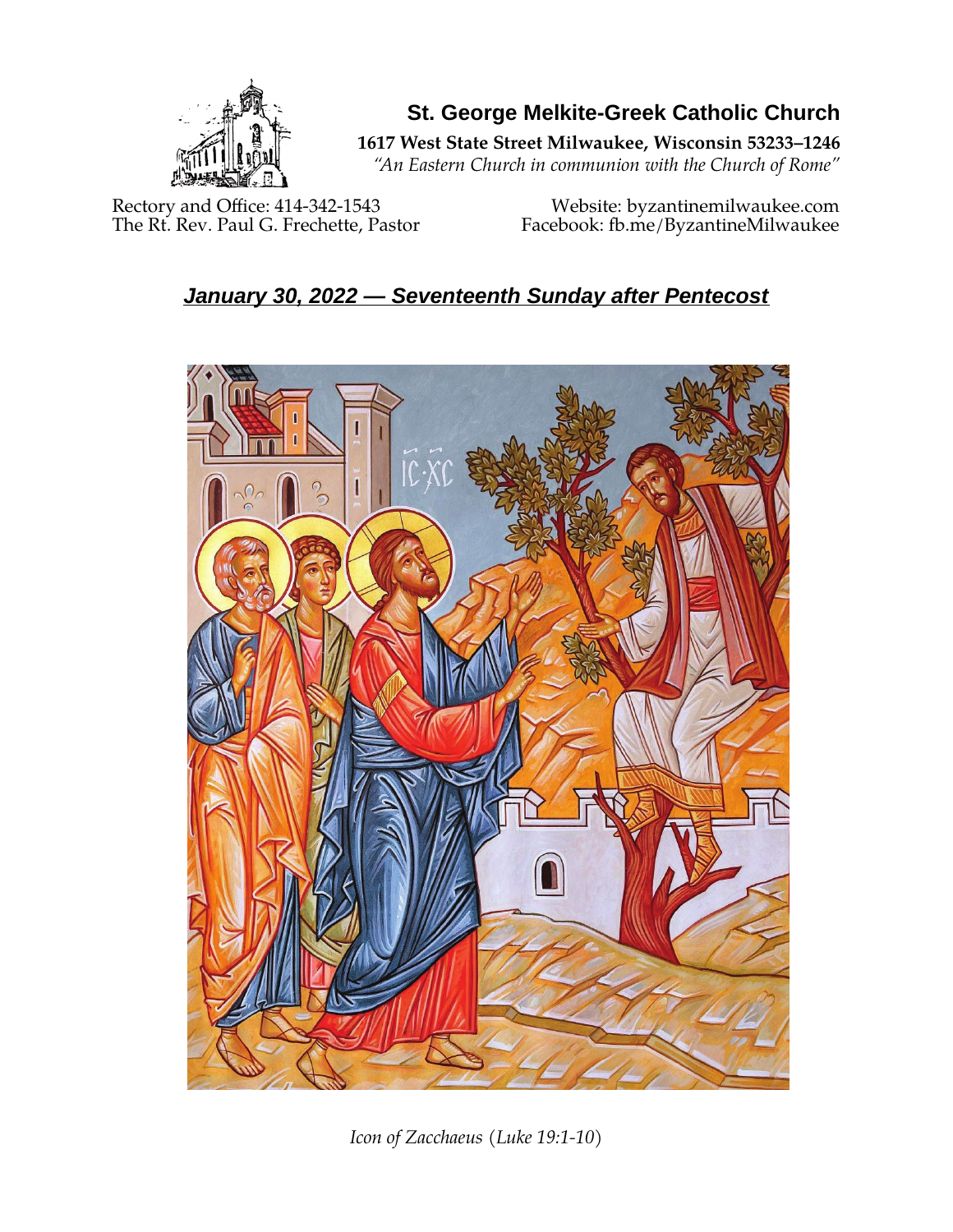# St. George Melkite-Greek Catholic Church

**1617 West State Street Milwaukee, Wisconsin 53233–1246**

*"An Eastern Church in communion with the Church of Rome"*

Rectory and Office: 414-342-1543
The Rt. Rev. Paul G. Frechette, Pastor

Website: byzantinemilwaukee.com
Facebook: fb.me/ByzantineMilwaukee

## *January 30, 2022 — Seventeenth Sunday after Pentecost*

*Icon of Zacchaeus (Luke 19:1-10)*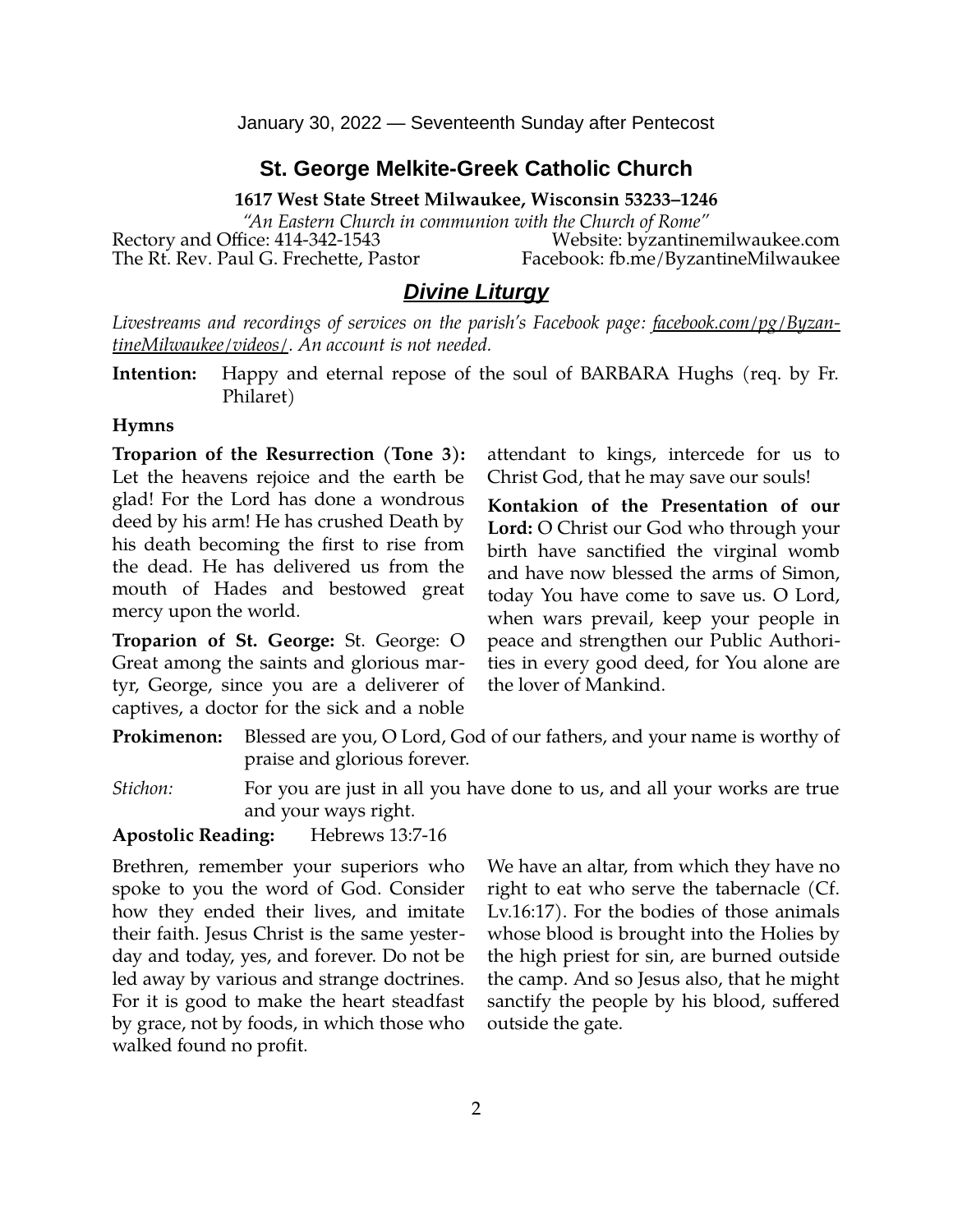January 30, 2022 — Seventeenth Sunday after Pentecost

# St. George Melkite-Greek Catholic Church

**1617 West State Street Milwaukee, Wisconsin 53233–1246**

*"An Eastern Church in communion with the Church of Rome"*

Rectory and Office: 414-342-1543 Website: byzantinemilwaukee.com
The Rt. Rev. Paul G. Frechette, Pastor Facebook: fb.me/ByzantineMilwaukee

## *Divine Liturgy*

*Livestreams and recordings of services on the parish's Facebook page: facebook.com/pg/ByzantineMilwaukee/videos/. An account is not needed.*

**Intention:** Happy and eternal repose of the soul of BARBARA Hughs (req. by Fr. Philaret)

### Hymns

**Troparion of the Resurrection (Tone 3):** Let the heavens rejoice and the earth be glad! For the Lord has done a wondrous deed by his arm! He has crushed Death by his death becoming the first to rise from the dead. He has delivered us from the mouth of Hades and bestowed great mercy upon the world.

**Troparion of St. George:** St. George: O Great among the saints and glorious martyr, George, since you are a deliverer of captives, a doctor for the sick and a noble attendant to kings, intercede for us to Christ God, that he may save our souls!

**Kontakion of the Presentation of our Lord:** O Christ our God who through your birth have sanctified the virginal womb and have now blessed the arms of Simon, today You have come to save us. O Lord, when wars prevail, keep your people in peace and strengthen our Public Authorities in every good deed, for You alone are the lover of Mankind.

**Prokimenon:** Blessed are you, O Lord, God of our fathers, and your name is worthy of praise and glorious forever.

*Stichon:* For you are just in all you have done to us, and all your works are true and your ways right.

**Apostolic Reading:** Hebrews 13:7-16

Brethren, remember your superiors who spoke to you the word of God. Consider how they ended their lives, and imitate their faith. Jesus Christ is the same yesterday and today, yes, and forever. Do not be led away by various and strange doctrines. For it is good to make the heart steadfast by grace, not by foods, in which those who walked found no profit.

We have an altar, from which they have no right to eat who serve the tabernacle (Cf. Lv.16:17). For the bodies of those animals whose blood is brought into the Holies by the high priest for sin, are burned outside the camp. And so Jesus also, that he might sanctify the people by his blood, suffered outside the gate.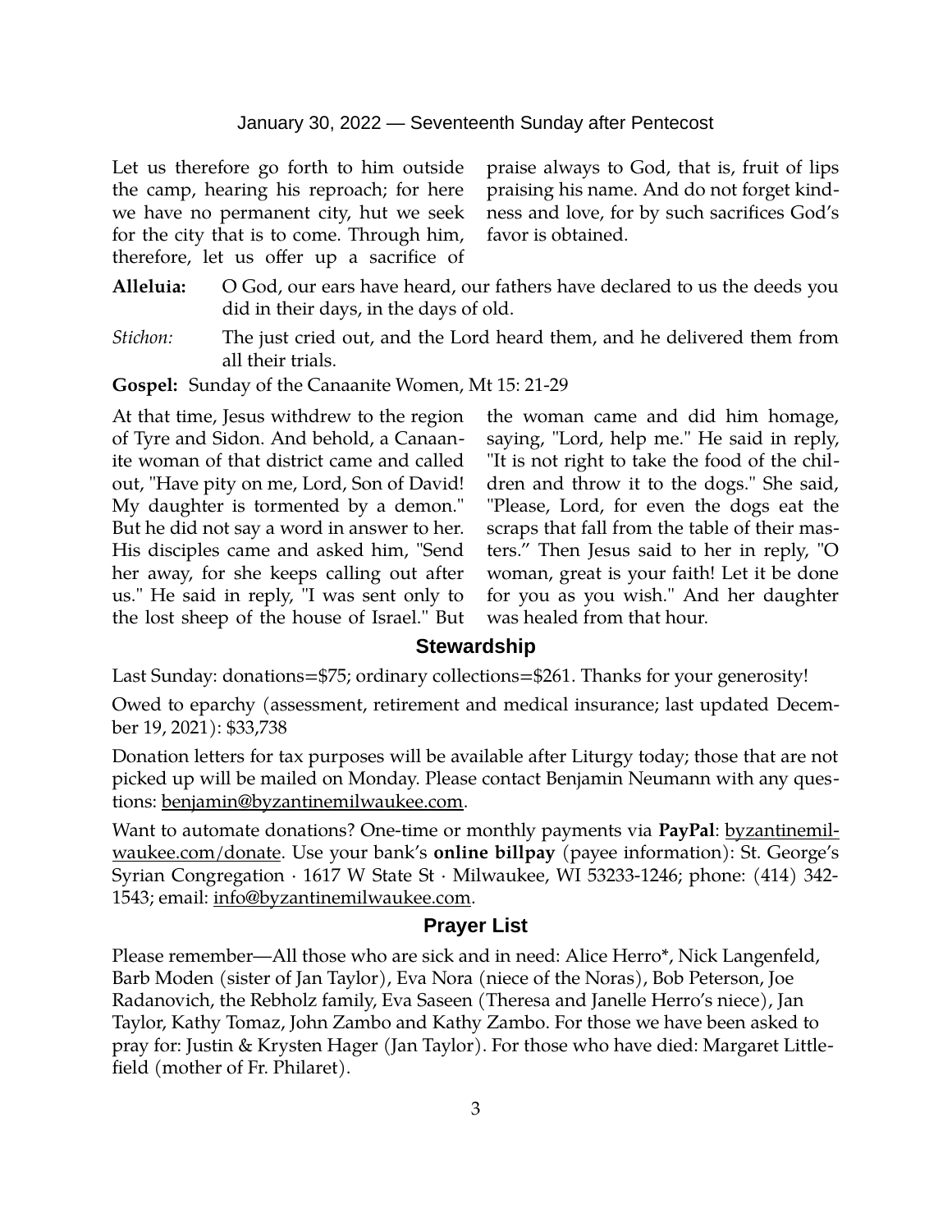Let us therefore go forth to him outside the camp, hearing his reproach; for here we have no permanent city, hut we seek for the city that is to come. Through him, therefore, let us offer up a sacrifice of praise always to God, that is, fruit of lips praising his name. And do not forget kindness and love, for by such sacrifices God's favor is obtained.

**Alleluia:** O God, our ears have heard, our fathers have declared to us the deeds you did in their days, in the days of old.

*Stichon:* The just cried out, and the Lord heard them, and he delivered them from all their trials.

**Gospel:** Sunday of the Canaanite Women, Mt 15: 21-29

At that time, Jesus withdrew to the region of Tyre and Sidon. And behold, a Canaanite woman of that district came and called out, "Have pity on me, Lord, Son of David! My daughter is tormented by a demon." But he did not say a word in answer to her. His disciples came and asked him, "Send her away, for she keeps calling out after us." He said in reply, "I was sent only to the lost sheep of the house of Israel." But the woman came and did him homage, saying, "Lord, help me." He said in reply, "It is not right to take the food of the children and throw it to the dogs." She said, "Please, Lord, for even the dogs eat the scraps that fall from the table of their masters." Then Jesus said to her in reply, "O woman, great is your faith! Let it be done for you as you wish." And her daughter was healed from that hour.

## Stewardship

Last Sunday: donations=$75; ordinary collections=$261. Thanks for your generosity!

Owed to eparchy (assessment, retirement and medical insurance; last updated December 19, 2021): $33,738

Donation letters for tax purposes will be available after Liturgy today; those that are not picked up will be mailed on Monday. Please contact Benjamin Neumann with any questions: benjamin@byzantinemilwaukee.com.

Want to automate donations? One-time or monthly payments via **PayPal**: byzantinemilwaukee.com/donate. Use your bank's **online billpay** (payee information): St. George's Syrian Congregation · 1617 W State St · Milwaukee, WI 53233-1246; phone: (414) 342-1543; email: info@byzantinemilwaukee.com.

## Prayer List

Please remember—All those who are sick and in need: Alice Herro*, Nick Langenfeld, Barb Moden (sister of Jan Taylor), Eva Nora (niece of the Noras), Bob Peterson, Joe Radanovich, the Rebholz family, Eva Saseen (Theresa and Janelle Herro's niece), Jan Taylor, Kathy Tomaz, John Zambo and Kathy Zambo. For those we have been asked to pray for: Justin & Krysten Hager (Jan Taylor). For those who have died: Margaret Littlefield (mother of Fr. Philaret).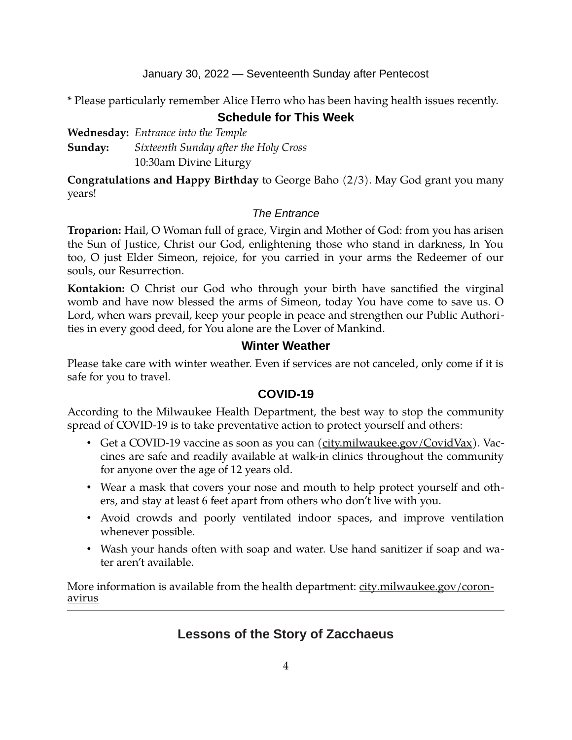January 30, 2022 — Seventeenth Sunday after Pentecost

* Please particularly remember Alice Herro who has been having health issues recently.

## Schedule for This Week

**Wednesday:** *Entrance into the Temple*

**Sunday:** *Sixteenth Sunday after the Holy Cross*
10:30am Divine Liturgy

**Congratulations and Happy Birthday** to George Baho (2/3). May God grant you many years!

### *The Entrance*

**Troparion:** Hail, O Woman full of grace, Virgin and Mother of God: from you has arisen the Sun of Justice, Christ our God, enlightening those who stand in darkness, In You too, O just Elder Simeon, rejoice, for you carried in your arms the Redeemer of our souls, our Resurrection.

**Kontakion:** O Christ our God who through your birth have sanctified the virginal womb and have now blessed the arms of Simeon, today You have come to save us. O Lord, when wars prevail, keep your people in peace and strengthen our Public Authorities in every good deed, for You alone are the Lover of Mankind.

## Winter Weather

Please take care with winter weather. Even if services are not canceled, only come if it is safe for you to travel.

## COVID-19

According to the Milwaukee Health Department, the best way to stop the community spread of COVID-19 is to take preventative action to protect yourself and others:

- Get a COVID-19 vaccine as soon as you can (city.milwaukee.gov/CovidVax). Vaccines are safe and readily available at walk-in clinics throughout the community for anyone over the age of 12 years old.
- Wear a mask that covers your nose and mouth to help protect yourself and others, and stay at least 6 feet apart from others who don't live with you.
- Avoid crowds and poorly ventilated indoor spaces, and improve ventilation whenever possible.
- Wash your hands often with soap and water. Use hand sanitizer if soap and water aren't available.

More information is available from the health department: city.milwaukee.gov/coronavirus

---

## Lessons of the Story of Zacchaeus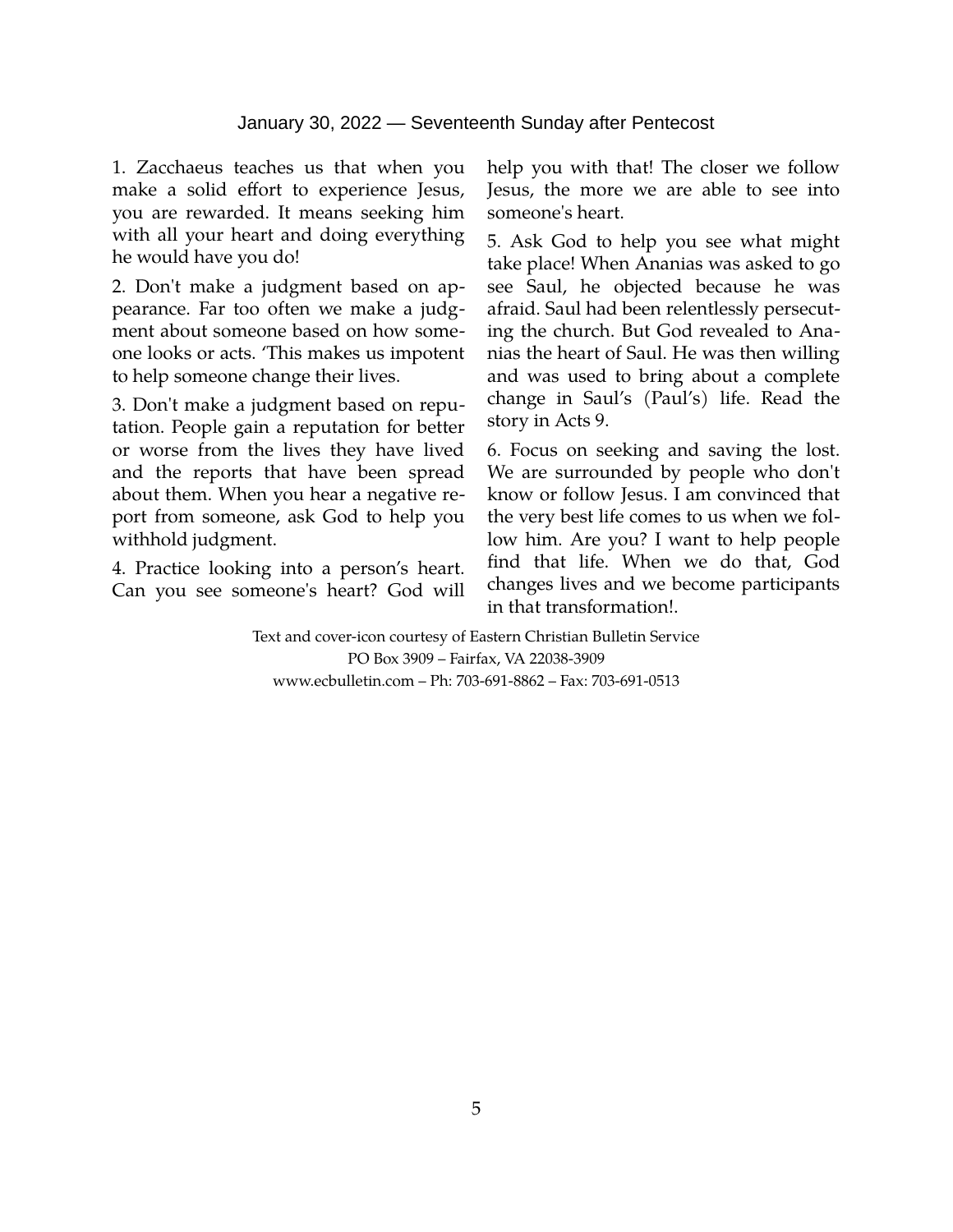1. Zacchaeus teaches us that when you make a solid effort to experience Jesus, you are rewarded. It means seeking him with all your heart and doing everything he would have you do!

2. Don't make a judgment based on appearance. Far too often we make a judgment about someone based on how someone looks or acts. 'This makes us impotent to help someone change their lives.

3. Don't make a judgment based on reputation. People gain a reputation for better or worse from the lives they have lived and the reports that have been spread about them. When you hear a negative report from someone, ask God to help you withhold judgment.

4. Practice looking into a person's heart. Can you see someone's heart? God will help you with that! The closer we follow Jesus, the more we are able to see into someone's heart.

5. Ask God to help you see what might take place! When Ananias was asked to go see Saul, he objected because he was afraid. Saul had been relentlessly persecuting the church. But God revealed to Ananias the heart of Saul. He was then willing and was used to bring about a complete change in Saul's (Paul's) life. Read the story in Acts 9.

6. Focus on seeking and saving the lost. We are surrounded by people who don't know or follow Jesus. I am convinced that the very best life comes to us when we follow him. Are you? I want to help people find that life. When we do that, God changes lives and we become participants in that transformation!.

Text and cover-icon courtesy of Eastern Christian Bulletin Service
PO Box 3909 – Fairfax, VA 22038-3909
www.ecbulletin.com – Ph: 703-691-8862 – Fax: 703-691-0513